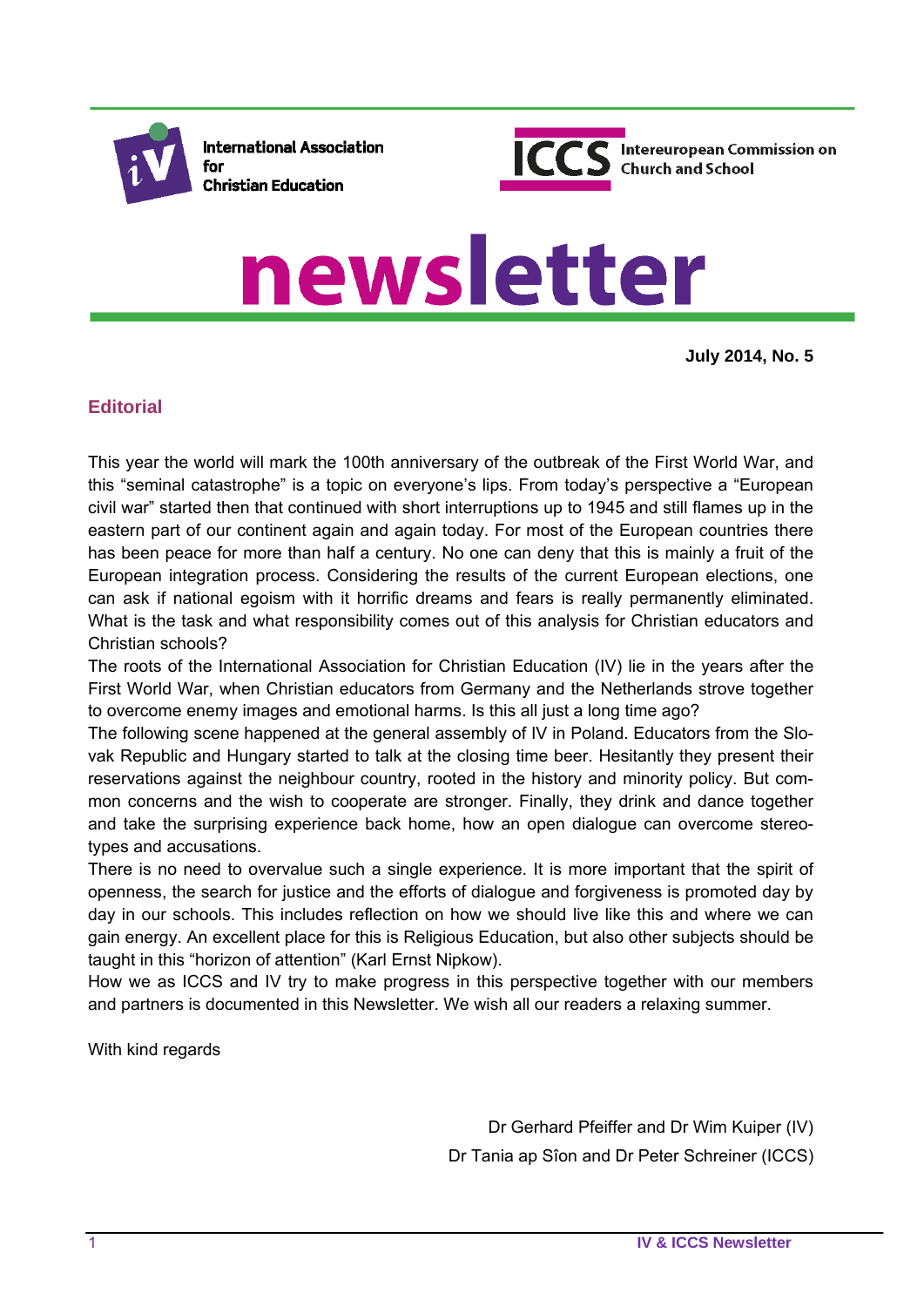International Association for Christian Education

Intereuropean Commission on Church and School

# newsletter

**July 2014, No. 5**

## Editorial

This year the world will mark the 100th anniversary of the outbreak of the First World War, and this "seminal catastrophe" is a topic on everyone's lips. From today's perspective a "European civil war" started then that continued with short interruptions up to 1945 and still flames up in the eastern part of our continent again and again today. For most of the European countries there has been peace for more than half a century. No one can deny that this is mainly a fruit of the European integration process. Considering the results of the current European elections, one can ask if national egoism with it horrific dreams and fears is really permanently eliminated. What is the task and what responsibility comes out of this analysis for Christian educators and Christian schools?

The roots of the International Association for Christian Education (IV) lie in the years after the First World War, when Christian educators from Germany and the Netherlands strove together to overcome enemy images and emotional harms. Is this all just a long time ago?

The following scene happened at the general assembly of IV in Poland. Educators from the Slovak Republic and Hungary started to talk at the closing time beer. Hesitantly they present their reservations against the neighbour country, rooted in the history and minority policy. But common concerns and the wish to cooperate are stronger. Finally, they drink and dance together and take the surprising experience back home, how an open dialogue can overcome stereotypes and accusations.

There is no need to overvalue such a single experience. It is more important that the spirit of openness, the search for justice and the efforts of dialogue and forgiveness is promoted day by day in our schools. This includes reflection on how we should live like this and where we can gain energy. An excellent place for this is Religious Education, but also other subjects should be taught in this "horizon of attention" (Karl Ernst Nipkow).

How we as ICCS and IV try to make progress in this perspective together with our members and partners is documented in this Newsletter. We wish all our readers a relaxing summer.

With kind regards

Dr Gerhard Pfeiffer and Dr Wim Kuiper (IV)
Dr Tania ap Sîon and Dr Peter Schreiner (ICCS)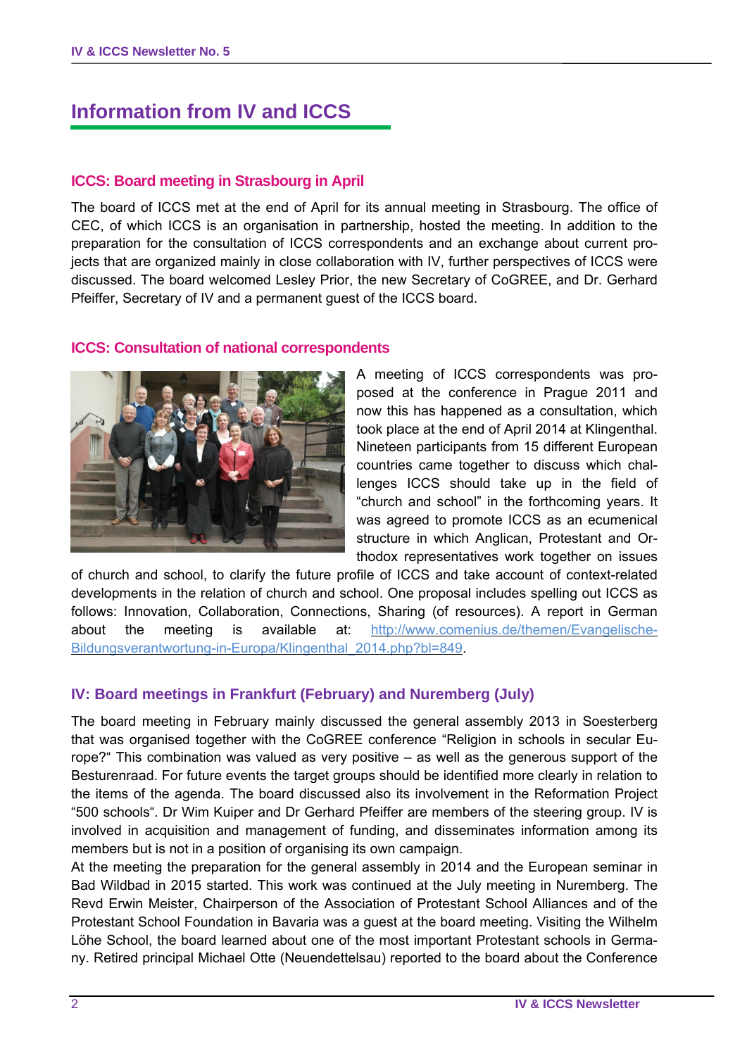# Information from IV and ICCS

## ICCS: Board meeting in Strasbourg in April

The board of ICCS met at the end of April for its annual meeting in Strasbourg. The office of CEC, of which ICCS is an organisation in partnership, hosted the meeting. In addition to the preparation for the consultation of ICCS correspondents and an exchange about current projects that are organized mainly in close collaboration with IV, further perspectives of ICCS were discussed. The board welcomed Lesley Prior, the new Secretary of CoGREE, and Dr. Gerhard Pfeiffer, Secretary of IV and a permanent guest of the ICCS board.

## ICCS: Consultation of national correspondents

A meeting of ICCS correspondents was proposed at the conference in Prague 2011 and now this has happened as a consultation, which took place at the end of April 2014 at Klingenthal. Nineteen participants from 15 different European countries came together to discuss which challenges ICCS should take up in the field of "church and school" in the forthcoming years. It was agreed to promote ICCS as an ecumenical structure in which Anglican, Protestant and Orthodox representatives work together on issues of church and school, to clarify the future profile of ICCS and take account of context-related developments in the relation of church and school. One proposal includes spelling out ICCS as follows: Innovation, Collaboration, Connections, Sharing (of resources). A report in German about the meeting is available at: http://www.comenius.de/themen/Evangelische-Bildungsverantwortung-in-Europa/Klingenthal_2014.php?bl=849.

## IV: Board meetings in Frankfurt (February) and Nuremberg (July)

The board meeting in February mainly discussed the general assembly 2013 in Soesterberg that was organised together with the CoGREE conference "Religion in schools in secular Europe?" This combination was valued as very positive – as well as the generous support of the Besturenraad. For future events the target groups should be identified more clearly in relation to the items of the agenda. The board discussed also its involvement in the Reformation Project "500 schools". Dr Wim Kuiper and Dr Gerhard Pfeiffer are members of the steering group. IV is involved in acquisition and management of funding, and disseminates information among its members but is not in a position of organising its own campaign.

At the meeting the preparation for the general assembly in 2014 and the European seminar in Bad Wildbad in 2015 started. This work was continued at the July meeting in Nuremberg. The Revd Erwin Meister, Chairperson of the Association of Protestant School Alliances and of the Protestant School Foundation in Bavaria was a guest at the board meeting. Visiting the Wilhelm Löhe School, the board learned about one of the most important Protestant schools in Germany. Retired principal Michael Otte (Neuendettelsau) reported to the board about the Conference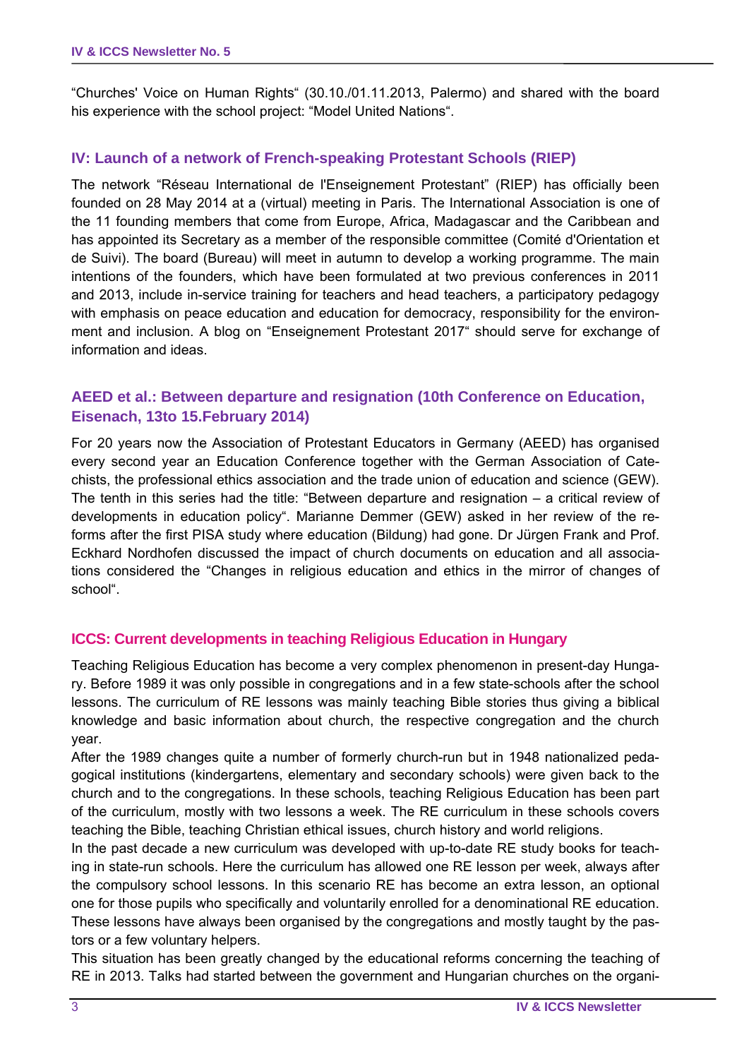“Churches' Voice on Human Rights“ (30.10./01.11.2013, Palermo) and shared with the board his experience with the school project: “Model United Nations“.

## IV: Launch of a network of French-speaking Protestant Schools (RIEP)

The network “Réseau International de l'Enseignement Protestant” (RIEP) has officially been founded on 28 May 2014 at a (virtual) meeting in Paris. The International Association is one of the 11 founding members that come from Europe, Africa, Madagascar and the Caribbean and has appointed its Secretary as a member of the responsible committee (Comité d'Orientation et de Suivi). The board (Bureau) will meet in autumn to develop a working programme. The main intentions of the founders, which have been formulated at two previous conferences in 2011 and 2013, include in-service training for teachers and head teachers, a participatory pedagogy with emphasis on peace education and education for democracy, responsibility for the environment and inclusion. A blog on “Enseignement Protestant 2017“ should serve for exchange of information and ideas.

## AEED et al.: Between departure and resignation (10th Conference on Education, Eisenach, 13to 15.February 2014)

For 20 years now the Association of Protestant Educators in Germany (AEED) has organised every second year an Education Conference together with the German Association of Catechists, the professional ethics association and the trade union of education and science (GEW). The tenth in this series had the title: “Between departure and resignation – a critical review of developments in education policy“. Marianne Demmer (GEW) asked in her review of the reforms after the first PISA study where education (Bildung) had gone. Dr Jürgen Frank and Prof. Eckhard Nordhofen discussed the impact of church documents on education and all associations considered the “Changes in religious education and ethics in the mirror of changes of school“.

## ICCS: Current developments in teaching Religious Education in Hungary

Teaching Religious Education has become a very complex phenomenon in present-day Hungary. Before 1989 it was only possible in congregations and in a few state-schools after the school lessons. The curriculum of RE lessons was mainly teaching Bible stories thus giving a biblical knowledge and basic information about church, the respective congregation and the church year.

After the 1989 changes quite a number of formerly church-run but in 1948 nationalized pedagogical institutions (kindergartens, elementary and secondary schools) were given back to the church and to the congregations. In these schools, teaching Religious Education has been part of the curriculum, mostly with two lessons a week. The RE curriculum in these schools covers teaching the Bible, teaching Christian ethical issues, church history and world religions.

In the past decade a new curriculum was developed with up-to-date RE study books for teaching in state-run schools. Here the curriculum has allowed one RE lesson per week, always after the compulsory school lessons. In this scenario RE has become an extra lesson, an optional one for those pupils who specifically and voluntarily enrolled for a denominational RE education. These lessons have always been organised by the congregations and mostly taught by the pastors or a few voluntary helpers.

This situation has been greatly changed by the educational reforms concerning the teaching of RE in 2013. Talks had started between the government and Hungarian churches on the organi-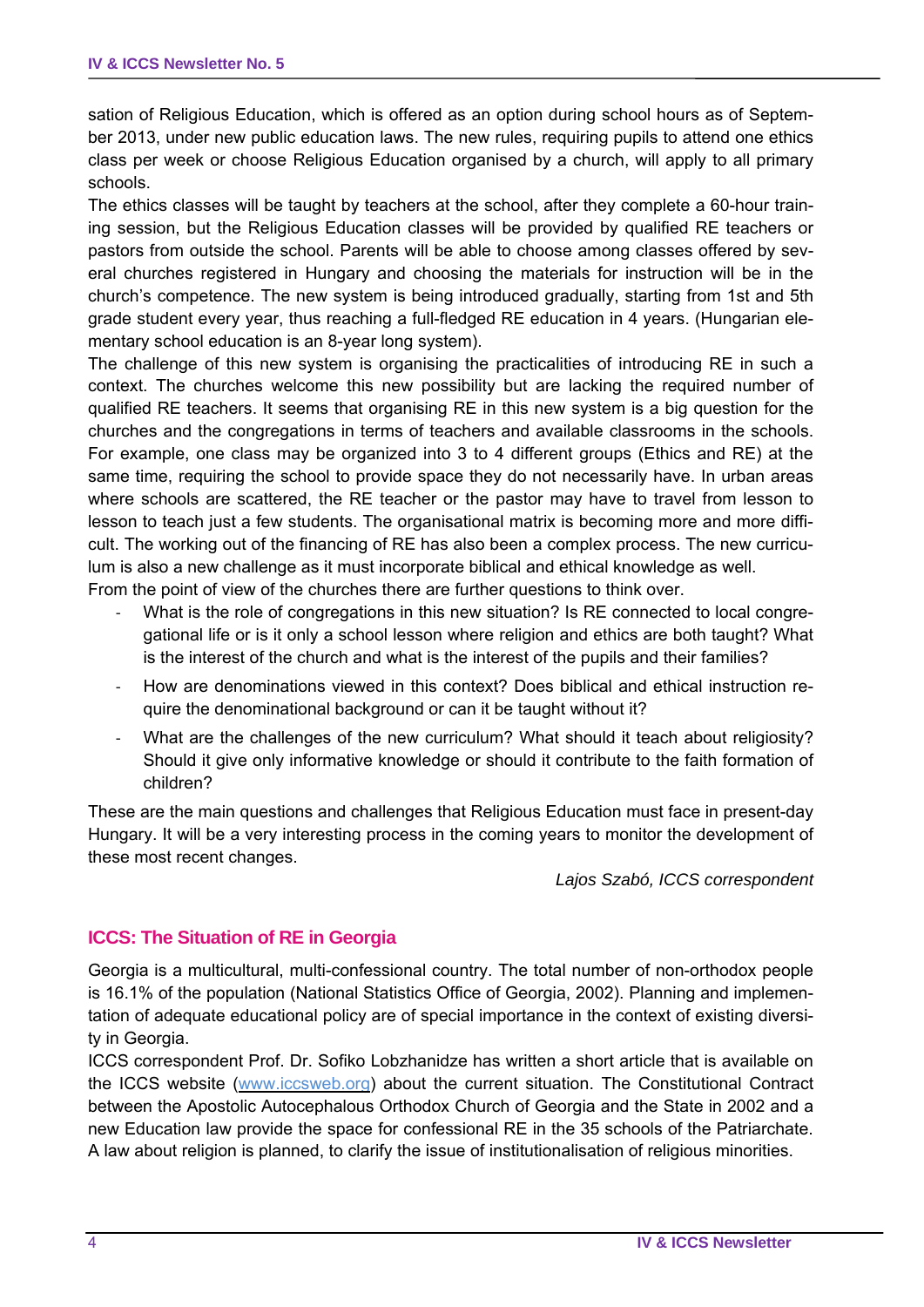sation of Religious Education, which is offered as an option during school hours as of September 2013, under new public education laws. The new rules, requiring pupils to attend one ethics class per week or choose Religious Education organised by a church, will apply to all primary schools.

The ethics classes will be taught by teachers at the school, after they complete a 60-hour training session, but the Religious Education classes will be provided by qualified RE teachers or pastors from outside the school. Parents will be able to choose among classes offered by several churches registered in Hungary and choosing the materials for instruction will be in the church's competence. The new system is being introduced gradually, starting from 1st and 5th grade student every year, thus reaching a full-fledged RE education in 4 years. (Hungarian elementary school education is an 8-year long system).

The challenge of this new system is organising the practicalities of introducing RE in such a context. The churches welcome this new possibility but are lacking the required number of qualified RE teachers. It seems that organising RE in this new system is a big question for the churches and the congregations in terms of teachers and available classrooms in the schools. For example, one class may be organized into 3 to 4 different groups (Ethics and RE) at the same time, requiring the school to provide space they do not necessarily have. In urban areas where schools are scattered, the RE teacher or the pastor may have to travel from lesson to lesson to teach just a few students. The organisational matrix is becoming more and more difficult. The working out of the financing of RE has also been a complex process. The new curriculum is also a new challenge as it must incorporate biblical and ethical knowledge as well.

From the point of view of the churches there are further questions to think over.

- What is the role of congregations in this new situation? Is RE connected to local congregational life or is it only a school lesson where religion and ethics are both taught? What is the interest of the church and what is the interest of the pupils and their families?
- How are denominations viewed in this context? Does biblical and ethical instruction require the denominational background or can it be taught without it?
- What are the challenges of the new curriculum? What should it teach about religiosity? Should it give only informative knowledge or should it contribute to the faith formation of children?

These are the main questions and challenges that Religious Education must face in present-day Hungary. It will be a very interesting process in the coming years to monitor the development of these most recent changes.

*Lajos Szabó, ICCS correspondent*

## ICCS: The Situation of RE in Georgia

Georgia is a multicultural, multi-confessional country. The total number of non-orthodox people is 16.1% of the population (National Statistics Office of Georgia, 2002). Planning and implementation of adequate educational policy are of special importance in the context of existing diversity in Georgia.

ICCS correspondent Prof. Dr. Sofiko Lobzhanidze has written a short article that is available on the ICCS website (www.iccsweb.org) about the current situation. The Constitutional Contract between the Apostolic Autocephalous Orthodox Church of Georgia and the State in 2002 and a new Education law provide the space for confessional RE in the 35 schools of the Patriarchate. A law about religion is planned, to clarify the issue of institutionalisation of religious minorities.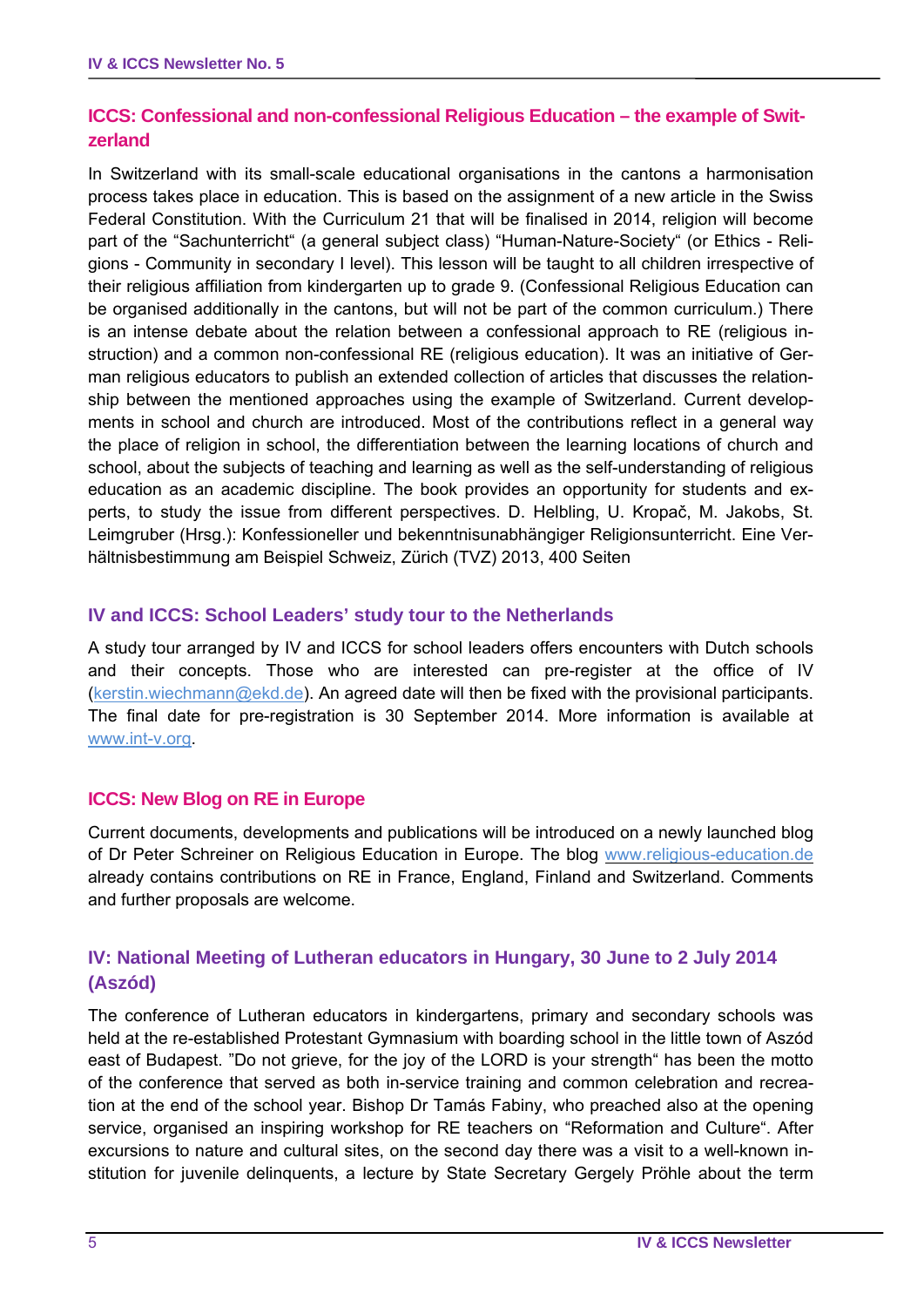## ICCS: Confessional and non-confessional Religious Education – the example of Switzerland

In Switzerland with its small-scale educational organisations in the cantons a harmonisation process takes place in education. This is based on the assignment of a new article in the Swiss Federal Constitution. With the Curriculum 21 that will be finalised in 2014, religion will become part of the "Sachunterricht" (a general subject class) "Human-Nature-Society" (or Ethics - Religions - Community in secondary I level). This lesson will be taught to all children irrespective of their religious affiliation from kindergarten up to grade 9. (Confessional Religious Education can be organised additionally in the cantons, but will not be part of the common curriculum.) There is an intense debate about the relation between a confessional approach to RE (religious instruction) and a common non-confessional RE (religious education). It was an initiative of German religious educators to publish an extended collection of articles that discusses the relationship between the mentioned approaches using the example of Switzerland. Current developments in school and church are introduced. Most of the contributions reflect in a general way the place of religion in school, the differentiation between the learning locations of church and school, about the subjects of teaching and learning as well as the self-understanding of religious education as an academic discipline. The book provides an opportunity for students and experts, to study the issue from different perspectives. D. Helbling, U. Kropač, M. Jakobs, St. Leimgruber (Hrsg.): Konfessioneller und bekenntnisunabhängiger Religionsunterricht. Eine Verhältnisbestimmung am Beispiel Schweiz, Zürich (TVZ) 2013, 400 Seiten

## IV and ICCS: School Leaders' study tour to the Netherlands

A study tour arranged by IV and ICCS for school leaders offers encounters with Dutch schools and their concepts. Those who are interested can pre-register at the office of IV (kerstin.wiechmann@ekd.de). An agreed date will then be fixed with the provisional participants. The final date for pre-registration is 30 September 2014. More information is available at www.int-v.org.

## ICCS: New Blog on RE in Europe

Current documents, developments and publications will be introduced on a newly launched blog of Dr Peter Schreiner on Religious Education in Europe. The blog www.religious-education.de already contains contributions on RE in France, England, Finland and Switzerland. Comments and further proposals are welcome.

## IV: National Meeting of Lutheran educators in Hungary, 30 June to 2 July 2014 (Aszód)

The conference of Lutheran educators in kindergartens, primary and secondary schools was held at the re-established Protestant Gymnasium with boarding school in the little town of Aszód east of Budapest. "Do not grieve, for the joy of the LORD is your strength" has been the motto of the conference that served as both in-service training and common celebration and recreation at the end of the school year. Bishop Dr Tamás Fabiny, who preached also at the opening service, organised an inspiring workshop for RE teachers on "Reformation and Culture". After excursions to nature and cultural sites, on the second day there was a visit to a well-known institution for juvenile delinquents, a lecture by State Secretary Gergely Pröhle about the term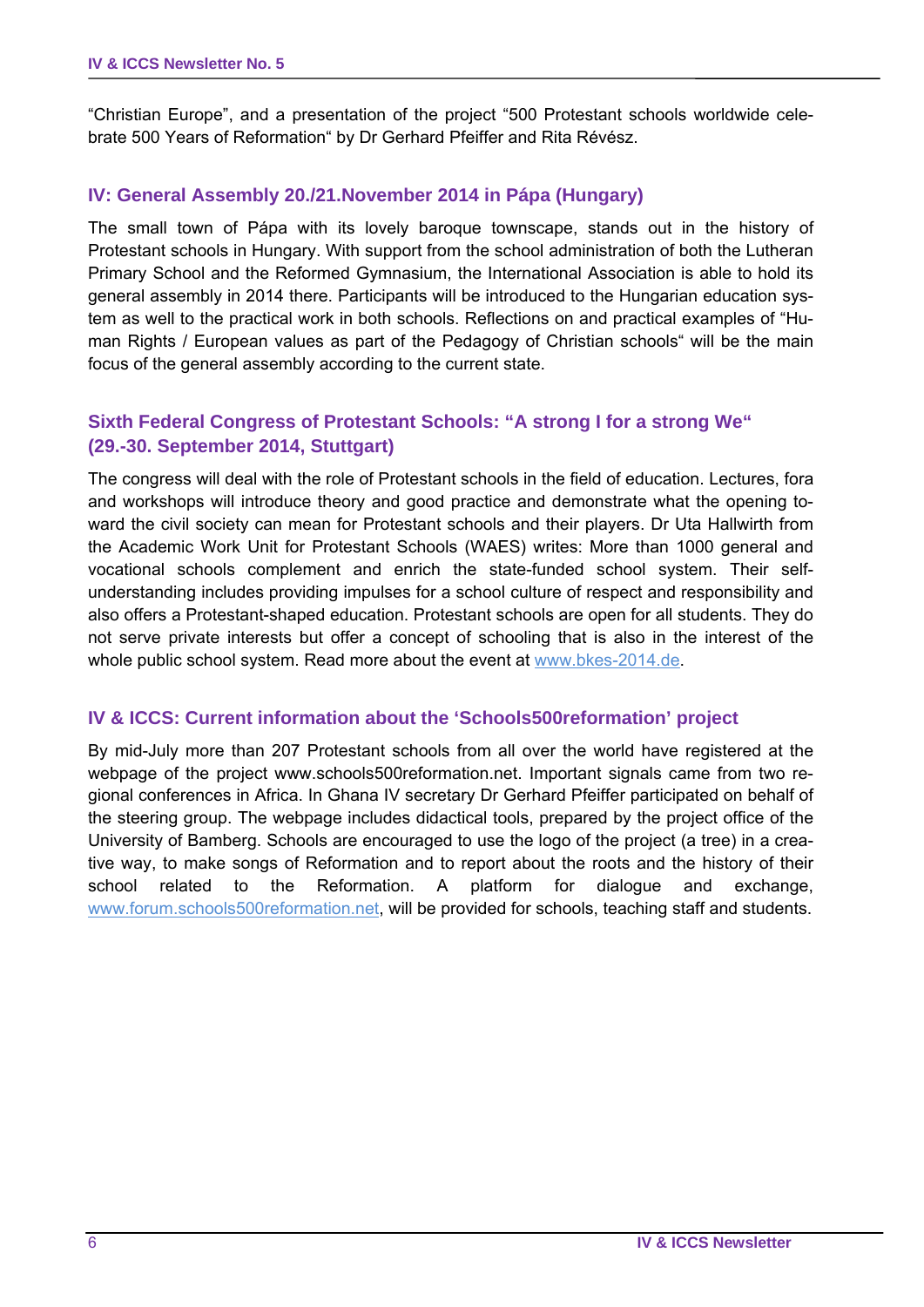“Christian Europe”, and a presentation of the project “500 Protestant schools worldwide celebrate 500 Years of Reformation“ by Dr Gerhard Pfeiffer and Rita Révész.

## IV: General Assembly 20./21.November 2014 in Pápa (Hungary)

The small town of Pápa with its lovely baroque townscape, stands out in the history of Protestant schools in Hungary. With support from the school administration of both the Lutheran Primary School and the Reformed Gymnasium, the International Association is able to hold its general assembly in 2014 there. Participants will be introduced to the Hungarian education system as well to the practical work in both schools. Reflections on and practical examples of “Human Rights / European values as part of the Pedagogy of Christian schools“ will be the main focus of the general assembly according to the current state.

## Sixth Federal Congress of Protestant Schools: “A strong I for a strong We“ (29.-30. September 2014, Stuttgart)

The congress will deal with the role of Protestant schools in the field of education. Lectures, fora and workshops will introduce theory and good practice and demonstrate what the opening toward the civil society can mean for Protestant schools and their players. Dr Uta Hallwirth from the Academic Work Unit for Protestant Schools (WAES) writes: More than 1000 general and vocational schools complement and enrich the state-funded school system. Their self-understanding includes providing impulses for a school culture of respect and responsibility and also offers a Protestant-shaped education. Protestant schools are open for all students. They do not serve private interests but offer a concept of schooling that is also in the interest of the whole public school system. Read more about the event at www.bkes-2014.de.

## IV & ICCS: Current information about the ‘Schools500reformation’ project

By mid-July more than 207 Protestant schools from all over the world have registered at the webpage of the project www.schools500reformation.net. Important signals came from two regional conferences in Africa. In Ghana IV secretary Dr Gerhard Pfeiffer participated on behalf of the steering group. The webpage includes didactical tools, prepared by the project office of the University of Bamberg. Schools are encouraged to use the logo of the project (a tree) in a creative way, to make songs of Reformation and to report about the roots and the history of their school related to the Reformation. A platform for dialogue and exchange, www.forum.schools500reformation.net, will be provided for schools, teaching staff and students.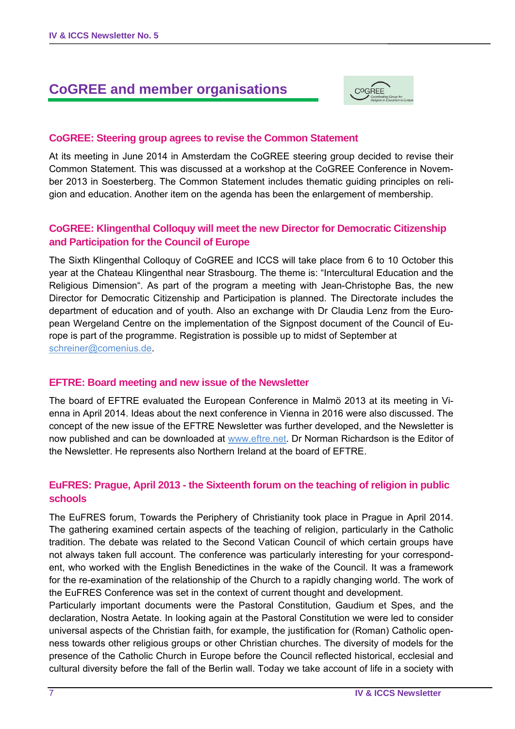# CoGREE and member organisations

## CoGREE: Steering group agrees to revise the Common Statement

At its meeting in June 2014 in Amsterdam the CoGREE steering group decided to revise their Common Statement. This was discussed at a workshop at the CoGREE Conference in November 2013 in Soesterberg. The Common Statement includes thematic guiding principles on religion and education. Another item on the agenda has been the enlargement of membership.

## CoGREE: Klingenthal Colloquy will meet the new Director for Democratic Citizenship and Participation for the Council of Europe

The Sixth Klingenthal Colloquy of CoGREE and ICCS will take place from 6 to 10 October this year at the Chateau Klingenthal near Strasbourg. The theme is: "Intercultural Education and the Religious Dimension". As part of the program a meeting with Jean-Christophe Bas, the new Director for Democratic Citizenship and Participation is planned. The Directorate includes the department of education and of youth. Also an exchange with Dr Claudia Lenz from the European Wergeland Centre on the implementation of the Signpost document of the Council of Europe is part of the programme. Registration is possible up to midst of September at schreiner@comenius.de.

## EFTRE: Board meeting and new issue of the Newsletter

The board of EFTRE evaluated the European Conference in Malmö 2013 at its meeting in Vienna in April 2014. Ideas about the next conference in Vienna in 2016 were also discussed. The concept of the new issue of the EFTRE Newsletter was further developed, and the Newsletter is now published and can be downloaded at www.eftre.net. Dr Norman Richardson is the Editor of the Newsletter. He represents also Northern Ireland at the board of EFTRE.

## EuFRES: Prague, April 2013 - the Sixteenth forum on the teaching of religion in public schools

The EuFRES forum, Towards the Periphery of Christianity took place in Prague in April 2014. The gathering examined certain aspects of the teaching of religion, particularly in the Catholic tradition. The debate was related to the Second Vatican Council of which certain groups have not always taken full account. The conference was particularly interesting for your correspondent, who worked with the English Benedictines in the wake of the Council. It was a framework for the re-examination of the relationship of the Church to a rapidly changing world. The work of the EuFRES Conference was set in the context of current thought and development.

Particularly important documents were the Pastoral Constitution, Gaudium et Spes, and the declaration, Nostra Aetate. In looking again at the Pastoral Constitution we were led to consider universal aspects of the Christian faith, for example, the justification for (Roman) Catholic openness towards other religious groups or other Christian churches. The diversity of models for the presence of the Catholic Church in Europe before the Council reflected historical, ecclesial and cultural diversity before the fall of the Berlin wall. Today we take account of life in a society with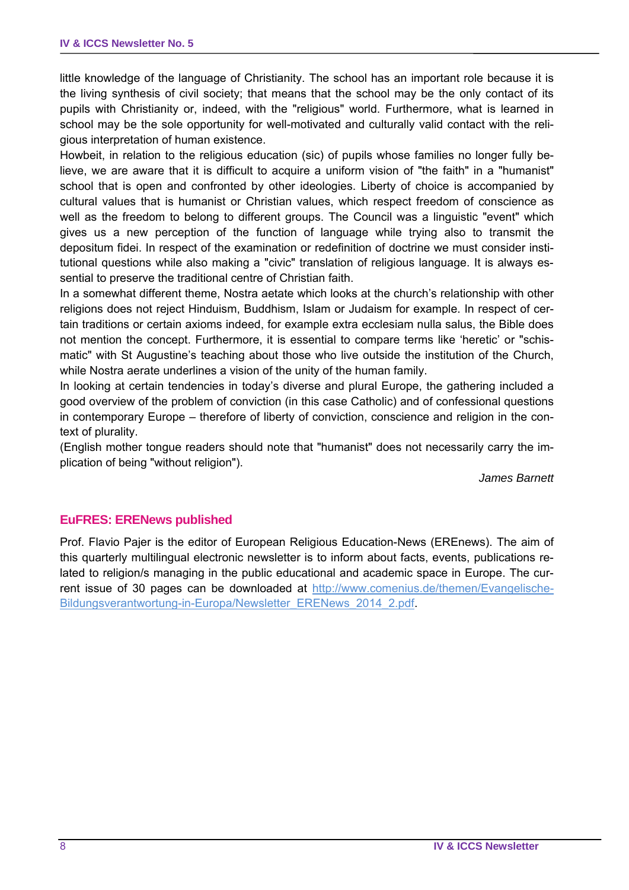little knowledge of the language of Christianity. The school has an important role because it is the living synthesis of civil society; that means that the school may be the only contact of its pupils with Christianity or, indeed, with the "religious" world. Furthermore, what is learned in school may be the sole opportunity for well-motivated and culturally valid contact with the religious interpretation of human existence.

Howbeit, in relation to the religious education (sic) of pupils whose families no longer fully believe, we are aware that it is difficult to acquire a uniform vision of "the faith" in a "humanist" school that is open and confronted by other ideologies. Liberty of choice is accompanied by cultural values that is humanist or Christian values, which respect freedom of conscience as well as the freedom to belong to different groups. The Council was a linguistic "event" which gives us a new perception of the function of language while trying also to transmit the depositum fidei. In respect of the examination or redefinition of doctrine we must consider institutional questions while also making a "civic" translation of religious language. It is always essential to preserve the traditional centre of Christian faith.

In a somewhat different theme, Nostra aetate which looks at the church's relationship with other religions does not reject Hinduism, Buddhism, Islam or Judaism for example. In respect of certain traditions or certain axioms indeed, for example extra ecclesiam nulla salus, the Bible does not mention the concept. Furthermore, it is essential to compare terms like 'heretic' or "schismatic" with St Augustine's teaching about those who live outside the institution of the Church, while Nostra aerate underlines a vision of the unity of the human family.

In looking at certain tendencies in today's diverse and plural Europe, the gathering included a good overview of the problem of conviction (in this case Catholic) and of confessional questions in contemporary Europe – therefore of liberty of conviction, conscience and religion in the context of plurality.

(English mother tongue readers should note that "humanist" does not necessarily carry the implication of being "without religion").

*James Barnett*

## EuFRES: ERENews published

Prof. Flavio Pajer is the editor of European Religious Education-News (EREnews). The aim of this quarterly multilingual electronic newsletter is to inform about facts, events, publications related to religion/s managing in the public educational and academic space in Europe. The current issue of 30 pages can be downloaded at http://www.comenius.de/themen/Evangelische-Bildungsverantwortung-in-Europa/Newsletter_ERENews_2014_2.pdf.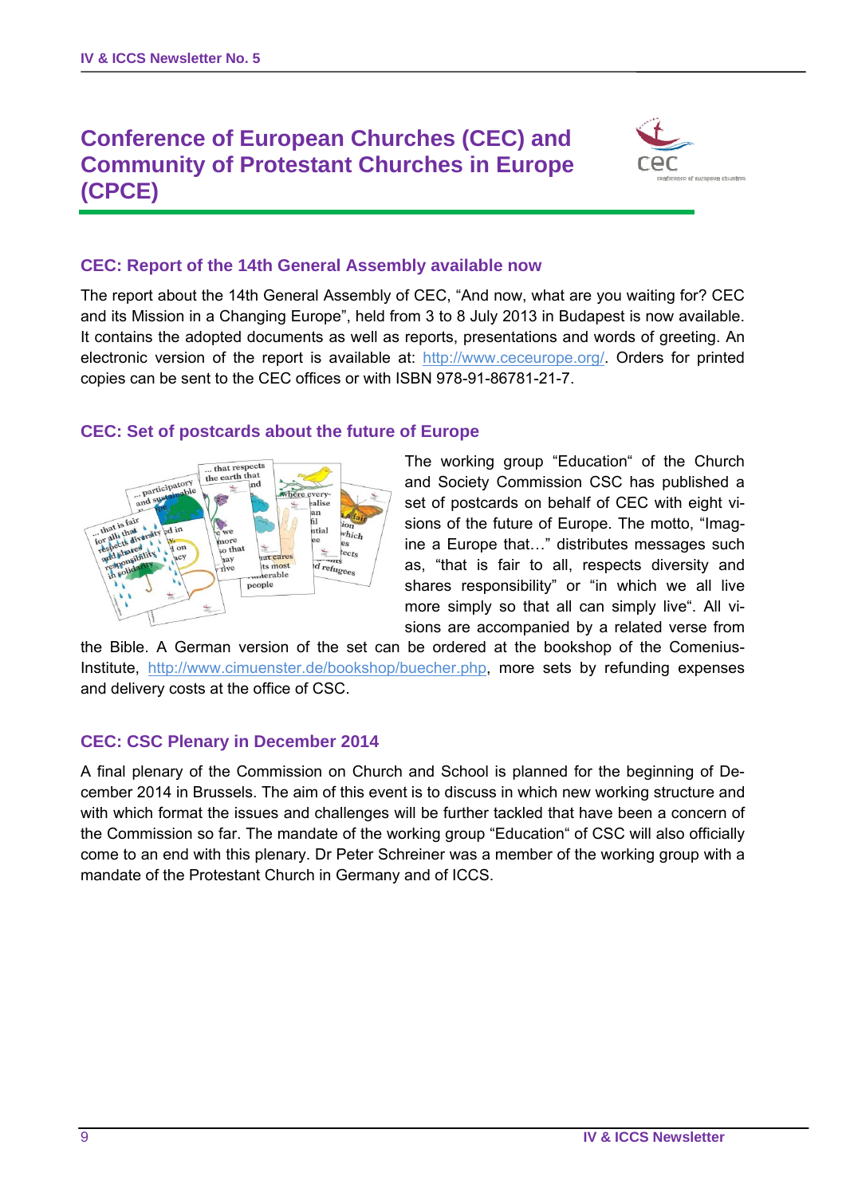# Conference of European Churches (CEC) and Community of Protestant Churches in Europe (CPCE)

## CEC: Report of the 14th General Assembly available now

The report about the 14th General Assembly of CEC, "And now, what are you waiting for? CEC and its Mission in a Changing Europe", held from 3 to 8 July 2013 in Budapest is now available. It contains the adopted documents as well as reports, presentations and words of greeting. An electronic version of the report is available at: http://www.ceceurope.org/. Orders for printed copies can be sent to the CEC offices or with ISBN 978-91-86781-21-7.

## CEC: Set of postcards about the future of Europe

The working group "Education" of the Church and Society Commission CSC has published a set of postcards on behalf of CEC with eight visions of the future of Europe. The motto, "Imagine a Europe that…" distributes messages such as, "that is fair to all, respects diversity and shares responsibility" or "in which we all live more simply so that all can simply live". All visions are accompanied by a related verse from the Bible. A German version of the set can be ordered at the bookshop of the Comenius-Institute, http://www.cimuenster.de/bookshop/buecher.php, more sets by refunding expenses and delivery costs at the office of CSC.

## CEC: CSC Plenary in December 2014

A final plenary of the Commission on Church and School is planned for the beginning of December 2014 in Brussels. The aim of this event is to discuss in which new working structure and with which format the issues and challenges will be further tackled that have been a concern of the Commission so far. The mandate of the working group "Education" of CSC will also officially come to an end with this plenary. Dr Peter Schreiner was a member of the working group with a mandate of the Protestant Church in Germany and of ICCS.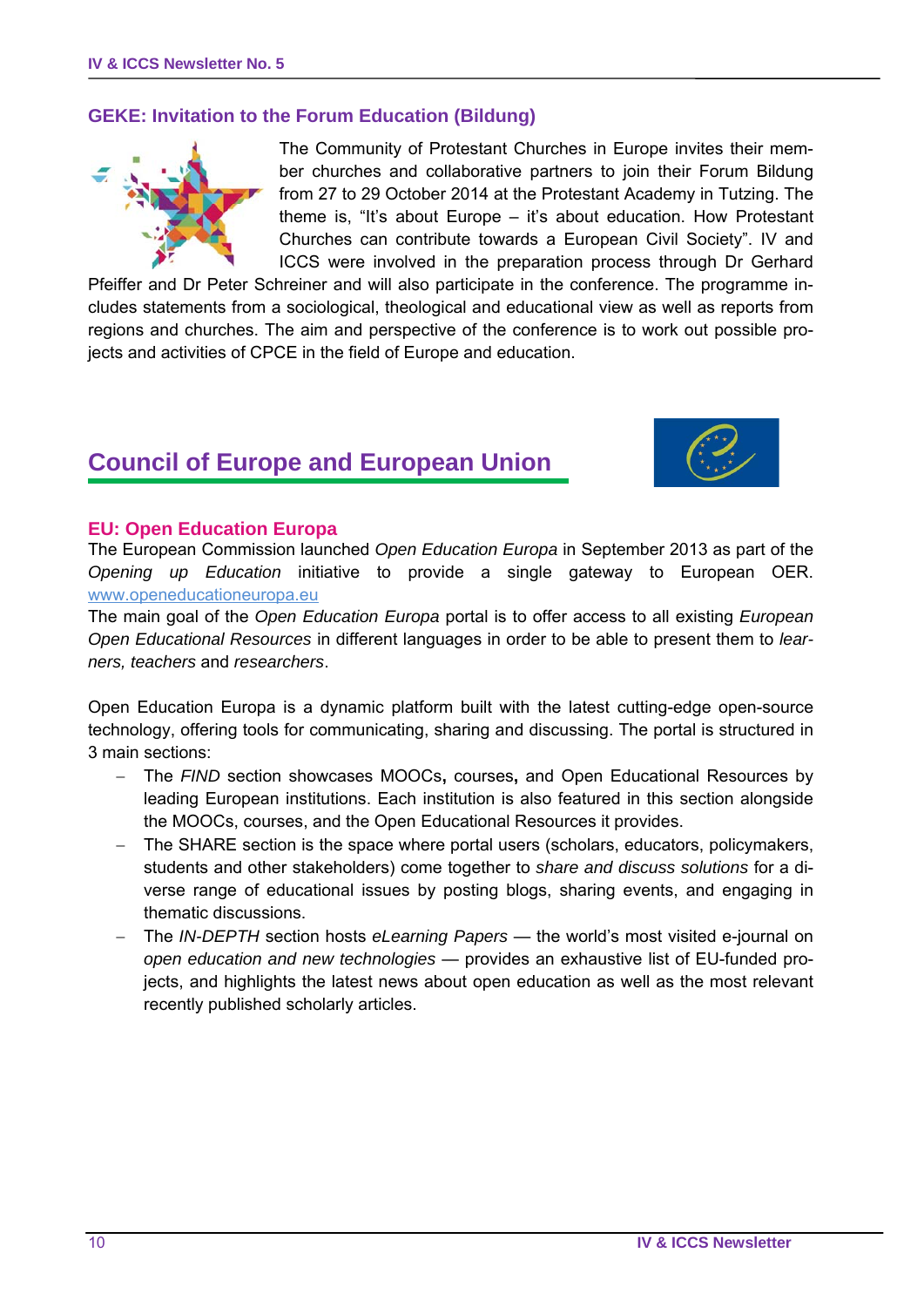## GEKE: Invitation to the Forum Education (Bildung)

The Community of Protestant Churches in Europe invites their member churches and collaborative partners to join their Forum Bildung from 27 to 29 October 2014 at the Protestant Academy in Tutzing. The theme is, "It's about Europe – it's about education. How Protestant Churches can contribute towards a European Civil Society". IV and ICCS were involved in the preparation process through Dr Gerhard Pfeiffer and Dr Peter Schreiner and will also participate in the conference. The programme includes statements from a sociological, theological and educational view as well as reports from regions and churches. The aim and perspective of the conference is to work out possible projects and activities of CPCE in the field of Europe and education.

# Council of Europe and European Union

### EU: Open Education Europa

The European Commission launched *Open Education Europa* in September 2013 as part of the *Opening up Education* initiative to provide a single gateway to European OER. www.openeducationeuropa.eu

The main goal of the *Open Education Europa* portal is to offer access to all existing *European Open Educational Resources* in different languages in order to be able to present them to *learners, teachers* and *researchers*.

Open Education Europa is a dynamic platform built with the latest cutting-edge open-source technology, offering tools for communicating, sharing and discussing. The portal is structured in 3 main sections:

- The *FIND* section showcases MOOCs**,** courses**,** and Open Educational Resources by leading European institutions. Each institution is also featured in this section alongside the MOOCs, courses, and the Open Educational Resources it provides.
- The SHARE section is the space where portal users (scholars, educators, policymakers, students and other stakeholders) come together to *share and discuss solutions* for a diverse range of educational issues by posting blogs, sharing events, and engaging in thematic discussions.
- The *IN-DEPTH* section hosts *eLearning Papers* — the world's most visited e-journal on *open education and new technologies* — provides an exhaustive list of EU-funded projects, and highlights the latest news about open education as well as the most relevant recently published scholarly articles.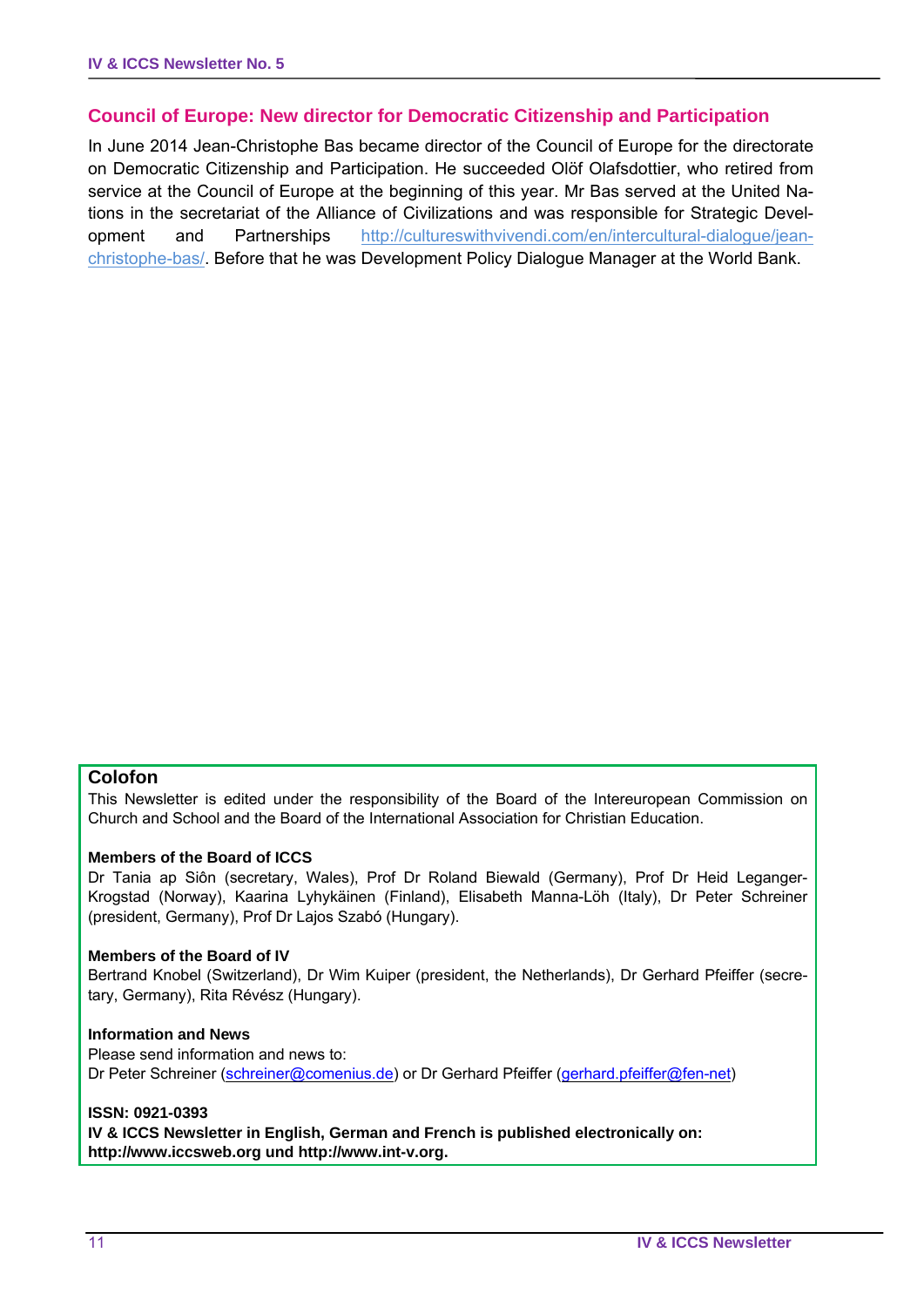## Council of Europe: New director for Democratic Citizenship and Participation

In June 2014 Jean-Christophe Bas became director of the Council of Europe for the directorate on Democratic Citizenship and Participation. He succeeded Olöf Olafsdottier, who retired from service at the Council of Europe at the beginning of this year. Mr Bas served at the United Nations in the secretariat of the Alliance of Civilizations and was responsible for Strategic Development and Partnerships http://cultureswithvivendi.com/en/intercultural-dialogue/jean-christophe-bas/. Before that he was Development Policy Dialogue Manager at the World Bank.

### Colofon

This Newsletter is edited under the responsibility of the Board of the Intereuropean Commission on Church and School and the Board of the International Association for Christian Education.

**Members of the Board of ICCS**
Dr Tania ap Siôn (secretary, Wales), Prof Dr Roland Biewald (Germany), Prof Dr Heid Leganger-Krogstad (Norway), Kaarina Lyhykäinen (Finland), Elisabeth Manna-Löh (Italy), Dr Peter Schreiner (president, Germany), Prof Dr Lajos Szabó (Hungary).

**Members of the Board of IV**
Bertrand Knobel (Switzerland), Dr Wim Kuiper (president, the Netherlands), Dr Gerhard Pfeiffer (secretary, Germany), Rita Révész (Hungary).

**Information and News**
Please send information and news to:
Dr Peter Schreiner (schreiner@comenius.de) or Dr Gerhard Pfeiffer (gerhard.pfeiffer@fen-net)

**ISSN: 0921-0393**
**IV & ICCS Newsletter in English, German and French is published electronically on: http://www.iccsweb.org und http://www.int-v.org.**